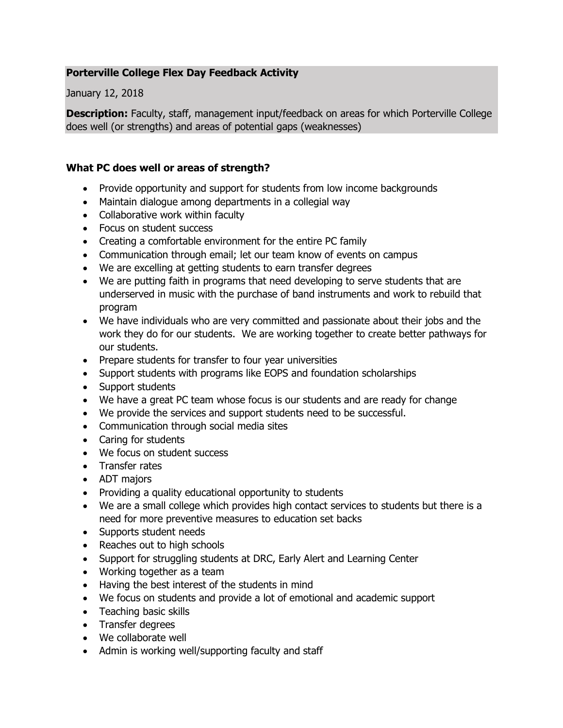**Porterville College Flex Day Feedback Activity**

January 12, 2018

**Description:** Faculty, staff, management input/feedback on areas for which Porterville College does well (or strengths) and areas of potential gaps (weaknesses)

### What PC does well or areas of strength?

- Provide opportunity and support for students from low income backgrounds
- Maintain dialogue among departments in a collegial way
- Collaborative work within faculty
- Focus on student success
- Creating a comfortable environment for the entire PC family
- Communication through email; let our team know of events on campus
- We are excelling at getting students to earn transfer degrees
- We are putting faith in programs that need developing to serve students that are underserved in music with the purchase of band instruments and work to rebuild that program
- We have individuals who are very committed and passionate about their jobs and the work they do for our students. We are working together to create better pathways for our students.
- Prepare students for transfer to four year universities
- Support students with programs like EOPS and foundation scholarships
- Support students
- We have a great PC team whose focus is our students and are ready for change
- We provide the services and support students need to be successful.
- Communication through social media sites
- Caring for students
- We focus on student success
- Transfer rates
- ADT majors
- Providing a quality educational opportunity to students
- We are a small college which provides high contact services to students but there is a need for more preventive measures to education set backs
- Supports student needs
- Reaches out to high schools
- Support for struggling students at DRC, Early Alert and Learning Center
- Working together as a team
- Having the best interest of the students in mind
- We focus on students and provide a lot of emotional and academic support
- Teaching basic skills
- Transfer degrees
- We collaborate well
- Admin is working well/supporting faculty and staff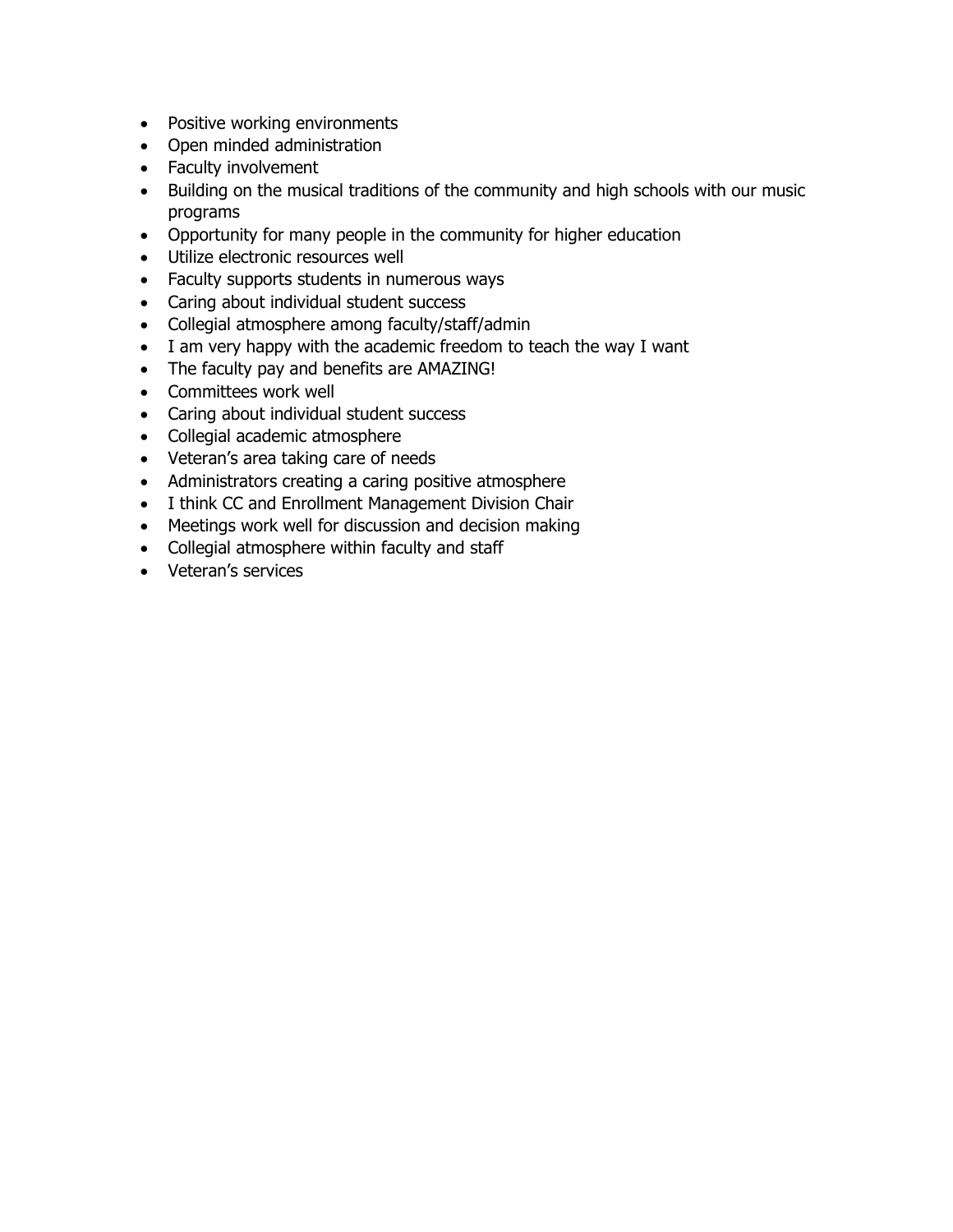- Positive working environments
- Open minded administration
- Faculty involvement
- Building on the musical traditions of the community and high schools with our music programs
- Opportunity for many people in the community for higher education
- Utilize electronic resources well
- Faculty supports students in numerous ways
- Caring about individual student success
- Collegial atmosphere among faculty/staff/admin
- I am very happy with the academic freedom to teach the way I want
- The faculty pay and benefits are AMAZING!
- Committees work well
- Caring about individual student success
- Collegial academic atmosphere
- Veteran's area taking care of needs
- Administrators creating a caring positive atmosphere
- I think CC and Enrollment Management Division Chair
- Meetings work well for discussion and decision making
- Collegial atmosphere within faculty and staff
- Veteran's services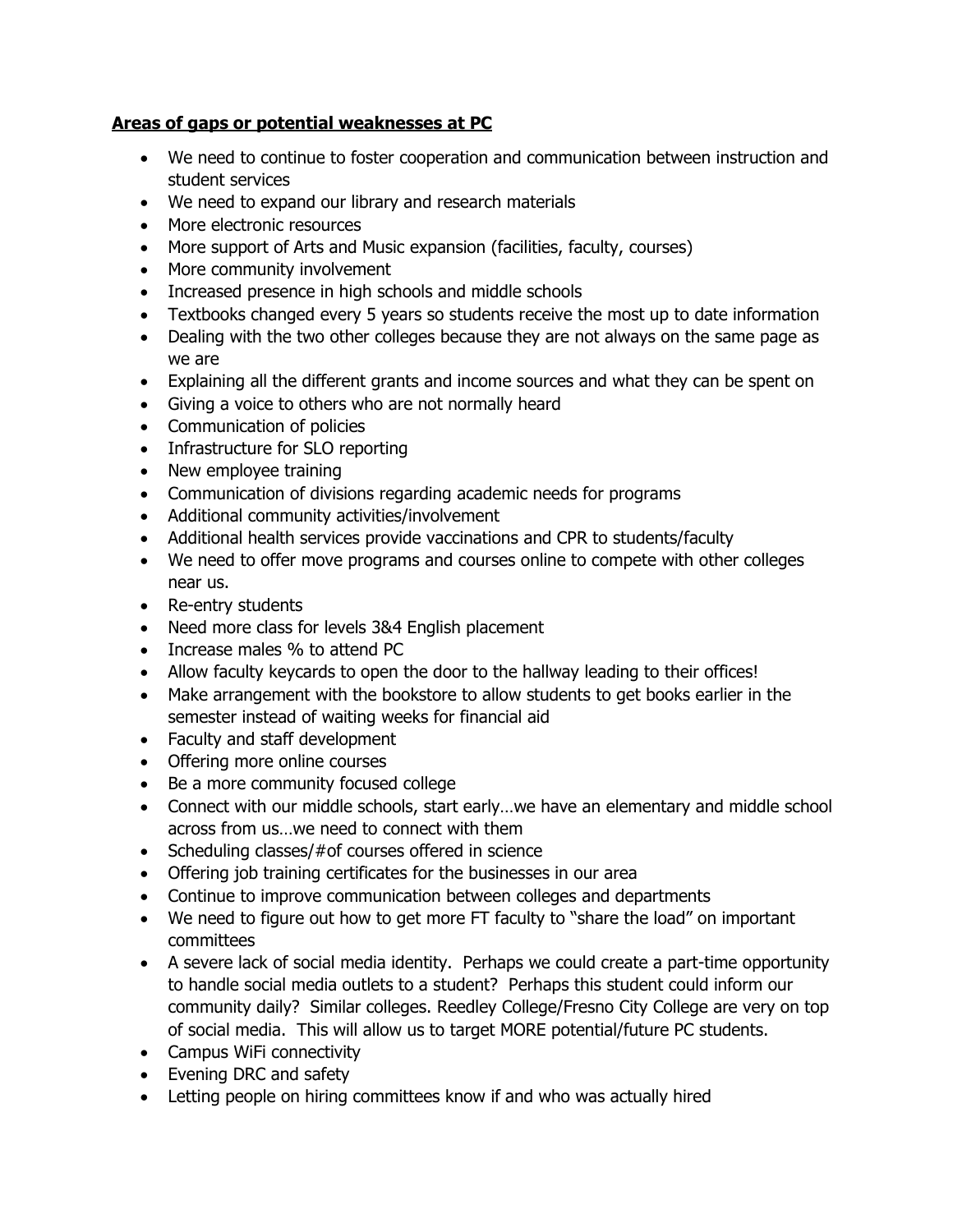**Areas of gaps or potential weaknesses at PC**

- We need to continue to foster cooperation and communication between instruction and student services
- We need to expand our library and research materials
- More electronic resources
- More support of Arts and Music expansion (facilities, faculty, courses)
- More community involvement
- Increased presence in high schools and middle schools
- Textbooks changed every 5 years so students receive the most up to date information
- Dealing with the two other colleges because they are not always on the same page as we are
- Explaining all the different grants and income sources and what they can be spent on
- Giving a voice to others who are not normally heard
- Communication of policies
- Infrastructure for SLO reporting
- New employee training
- Communication of divisions regarding academic needs for programs
- Additional community activities/involvement
- Additional health services provide vaccinations and CPR to students/faculty
- We need to offer move programs and courses online to compete with other colleges near us.
- Re-entry students
- Need more class for levels 3&4 English placement
- Increase males % to attend PC
- Allow faculty keycards to open the door to the hallway leading to their offices!
- Make arrangement with the bookstore to allow students to get books earlier in the semester instead of waiting weeks for financial aid
- Faculty and staff development
- Offering more online courses
- Be a more community focused college
- Connect with our middle schools, start early…we have an elementary and middle school across from us…we need to connect with them
- Scheduling classes/#of courses offered in science
- Offering job training certificates for the businesses in our area
- Continue to improve communication between colleges and departments
- We need to figure out how to get more FT faculty to "share the load" on important committees
- A severe lack of social media identity. Perhaps we could create a part-time opportunity to handle social media outlets to a student? Perhaps this student could inform our community daily? Similar colleges. Reedley College/Fresno City College are very on top of social media. This will allow us to target MORE potential/future PC students.
- Campus WiFi connectivity
- Evening DRC and safety
- Letting people on hiring committees know if and who was actually hired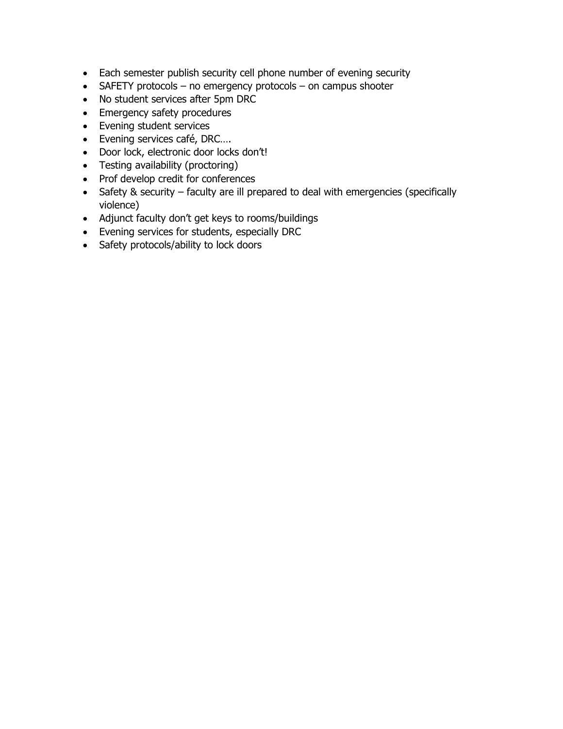- Each semester publish security cell phone number of evening security
- SAFETY protocols – no emergency protocols – on campus shooter
- No student services after 5pm DRC
- Emergency safety procedures
- Evening student services
- Evening services café, DRC….
- Door lock, electronic door locks don't!
- Testing availability (proctoring)
- Prof develop credit for conferences
- Safety & security – faculty are ill prepared to deal with emergencies (specifically violence)
- Adjunct faculty don't get keys to rooms/buildings
- Evening services for students, especially DRC
- Safety protocols/ability to lock doors